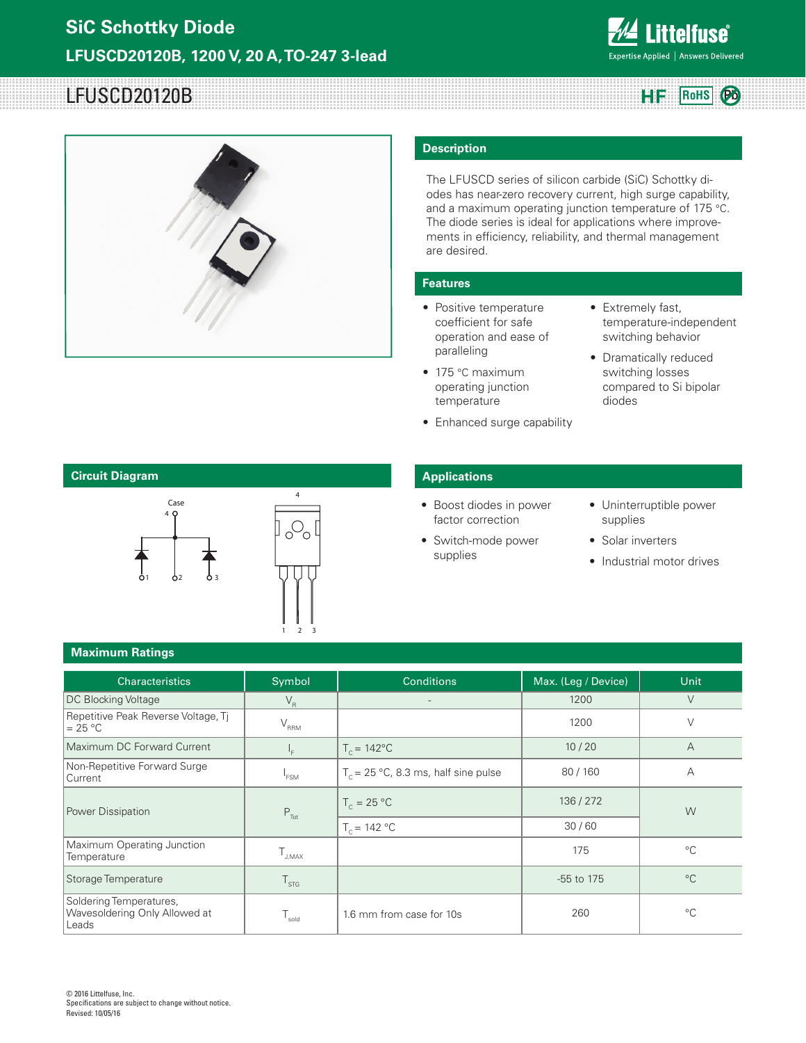# SiC Schottky Diode

## LFUSCD20120B, 1200 V, 20 A, TO-247 3-lead

LFUSCD20120B

HF RoHS Pb

## Description

The LFUSCD series of silicon carbide (SiC) Schottky diodes has near-zero recovery current, high surge capability, and a maximum operating junction temperature of 175 °C. The diode series is ideal for applications where improvements in efficiency, reliability, and thermal management are desired.

## Features

- Positive temperature coefficient for safe operation and ease of paralleling
- 175 °C maximum operating junction temperature
- Enhanced surge capability
- Extremely fast, temperature-independent switching behavior
- Dramatically reduced switching losses compared to Si bipolar diodes

## Circuit Diagram

Case 4, 1, 2, 3

## Applications

- Boost diodes in power factor correction
- Switch-mode power supplies
- Uninterruptible power supplies
- Solar inverters
- Industrial motor drives

## Maximum Ratings

| Characteristics | Symbol | Conditions | Max. (Leg / Device) | Unit |
|---|---|---|---|---|
| DC Blocking Voltage | $V_R$ | - | 1200 | V |
| Repetitive Peak Reverse Voltage, Tj = 25 °C | $V_{RRM}$ | | 1200 | V |
| Maximum DC Forward Current | $I_F$ | $T_C$ = 142°C | 10 / 20 | A |
| Non-Repetitive Forward Surge Current | $I_{FSM}$ | $T_C$ = 25 °C, 8.3 ms, half sine pulse | 80 / 160 | A |
| Power Dissipation | $P_{Tot}$ | $T_C$ = 25 °C | 136 / 272 | W |
| | | $T_C$ = 142 °C | 30 / 60 | |
| Maximum Operating Junction Temperature | $T_{J,MAX}$ | | 175 | °C |
| Storage Temperature | $T_{STG}$ | | -55 to 175 | °C |
| Soldering Temperatures, Wavesoldering Only Allowed at Leads | $T_{sold}$ | 1.6 mm from case for 10s | 260 | °C |

© 2016 Littelfuse, Inc.
Specifications are subject to change without notice.
Revised: 10/05/16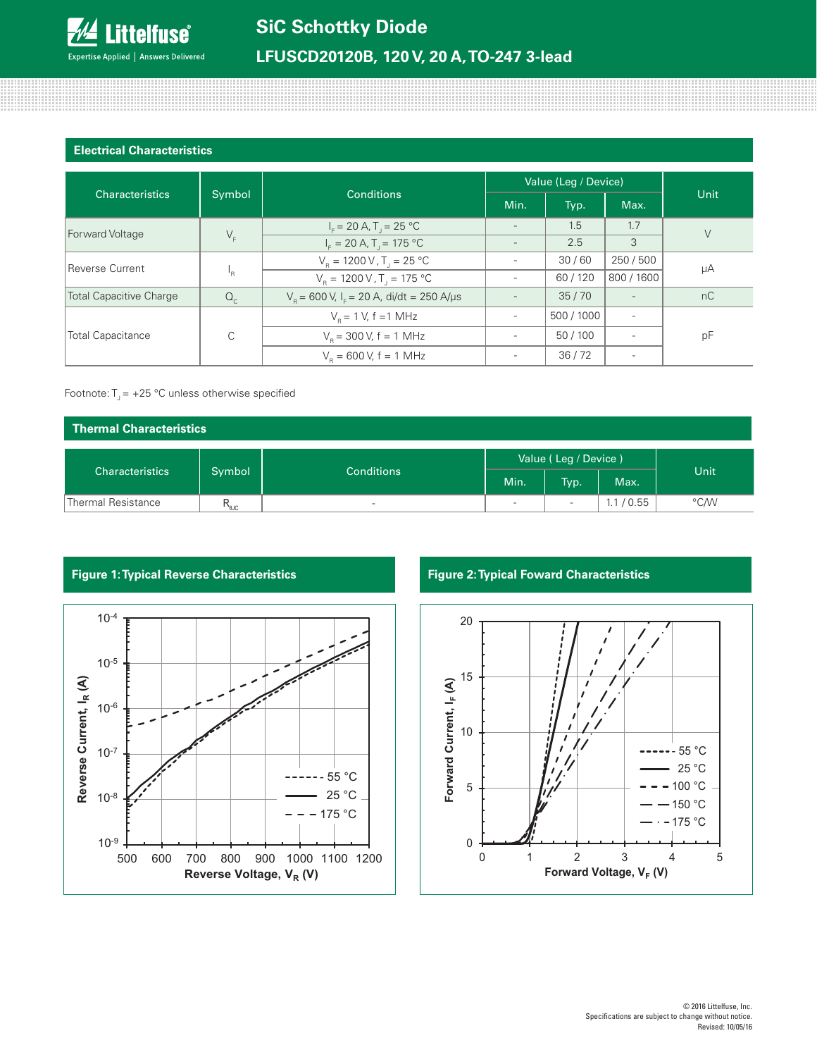## Electrical Characteristics

| Characteristics | Symbol | Conditions | Value (Leg / Device) | | | Unit |
|---|---|---|---|---|---|---|
| | | | Min. | Typ. | Max. | |
| Forward Voltage | $V_F$ | $I_F$ = 20 A, $T_J$ = 25 °C | - | 1.5 | 1.7 | V |
| | | $I_F$ = 20 A, $T_J$ = 175 °C | - | 2.5 | 3 | |
| Reverse Current | $I_R$ | $V_R$ = 1200 V, $T_J$ = 25 °C | - | 30 / 60 | 250 / 500 | µA |
| | | $V_R$ = 1200 V, $T_J$ = 175 °C | - | 60 / 120 | 800 / 1600 | |
| Total Capacitive Charge | $Q_C$ | $V_R$ = 600 V, $I_F$ = 20 A, di/dt = 250 A/µs | - | 35 / 70 | - | nC |
| Total Capacitance | C | $V_R$ = 1 V, f =1 MHz | - | 500 / 1000 | - | pF |
| | | $V_R$ = 300 V, f = 1 MHz | - | 50 / 100 | - | |
| | | $V_R$ = 600 V, f = 1 MHz | - | 36 / 72 | - | |

Footnote: $T_J$ = +25 °C unless otherwise specified

## Thermal Characteristics

| Characteristics | Symbol | Conditions | Value ( Leg / Device ) | | | Unit |
|---|---|---|---|---|---|---|
| | | | Min. | Typ. | Max. | |
| Thermal Resistance | $R_{θJC}$ | - | - | - | 1.1 / 0.55 | °C/W |

**Figure 1: Typical Reverse Characteristics**

**Figure 2: Typical Foward Characteristics**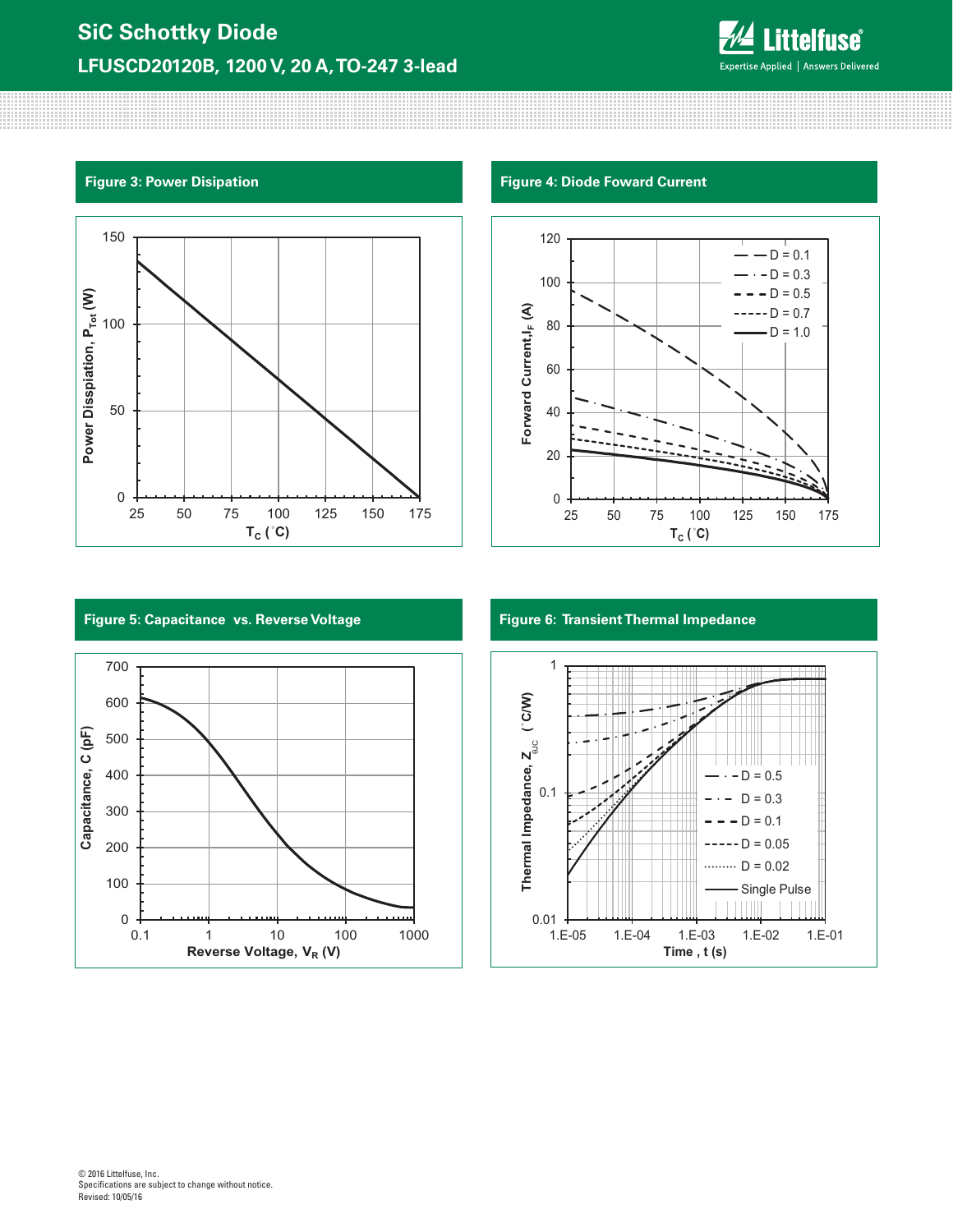### Figure 3: Power Dissipation

### Figure 4: Diode Foward Current

### Figure 5: Capacitance vs. Reverse Voltage

### Figure 6: Transient Thermal Impedance

© 2016 Littelfuse, Inc.
Specifications are subject to change without notice.
Revised: 10/05/16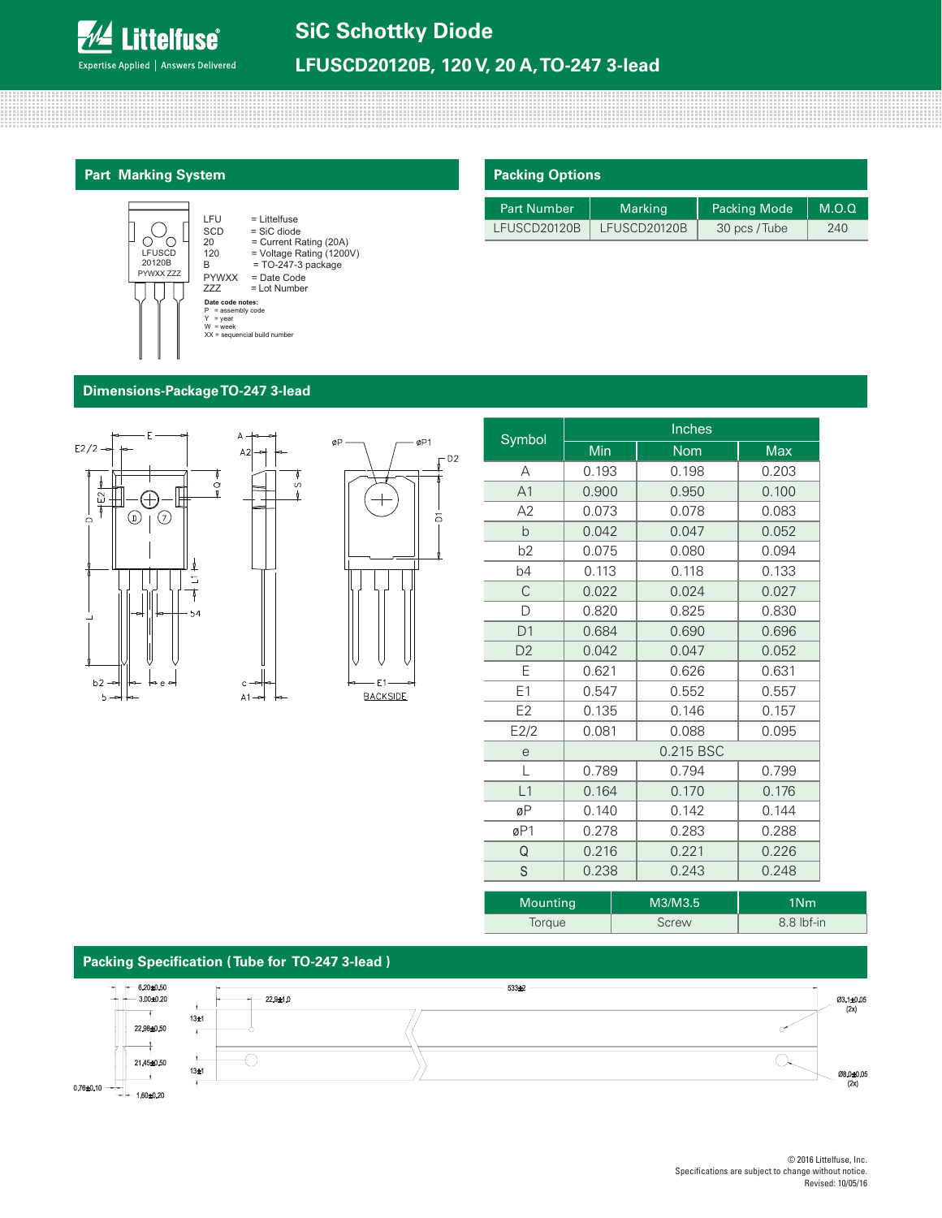# SiC Schottky Diode

## LFUSCD20120B, 120 V, 20 A, TO-247 3-lead

## Part Marking System

LFUSCD
20120B
PYWXX ZZZ

LFU = Littelfuse
SCD = SiC diode
20 = Current Rating (20A)
120 = Voltage Rating (1200V)
B = TO-247-3 package
PYWXX = Date Code
ZZZ = Lot Number

**Date code notes:**
P = assembly code
Y = year
W = week
XX = sequencial build number

## Packing Options

| Part Number | Marking | Packing Mode | M.O.Q |
|---|---|---|---|
| LFUSCD20120B | LFUSCD20120B | 30 pcs / Tube | 240 |

## Dimensions-Package TO-247 3-lead

E2/2, E, E2, D, L, L1, b2, b, e, b4, A, A2, Q, S, c, A1, øP, øP1, D2, D1, E1, BACKSIDE

| Symbol | Inches | | |
|---|---|---|---|
| | Min | Nom | Max |
| A | 0.193 | 0.198 | 0.203 |
| A1 | 0.900 | 0.950 | 0.100 |
| A2 | 0.073 | 0.078 | 0.083 |
| b | 0.042 | 0.047 | 0.052 |
| b2 | 0.075 | 0.080 | 0.094 |
| b4 | 0.113 | 0.118 | 0.133 |
| C | 0.022 | 0.024 | 0.027 |
| D | 0.820 | 0.825 | 0.830 |
| D1 | 0.684 | 0.690 | 0.696 |
| D2 | 0.042 | 0.047 | 0.052 |
| E | 0.621 | 0.626 | 0.631 |
| E1 | 0.547 | 0.552 | 0.557 |
| E2 | 0.135 | 0.146 | 0.157 |
| E2/2 | 0.081 | 0.088 | 0.095 |
| e | | 0.215 BSC | |
| L | 0.789 | 0.794 | 0.799 |
| L1 | 0.164 | 0.170 | 0.176 |
| øP | 0.140 | 0.142 | 0.144 |
| øP1 | 0.278 | 0.283 | 0.288 |
| Q | 0.216 | 0.221 | 0.226 |
| S | 0.238 | 0.243 | 0.248 |

| Mounting | M3/M3.5 | 1Nm |
|---|---|---|
| Torque | Screw | 8.8 lbf-in |

## Packing Specification (Tube for TO-247 3-lead)

6,20±0,50
3,00±0,20
22,98±0,50
21,45±0,50
0,76±0,10
1,60±0,20
13±1
13±1
22,9±1,0
533±2
Ø3,1±0,05 (2x)
Ø8,0±0,05 (2x)

© 2016 Littelfuse, Inc.
Specifications are subject to change without notice.
Revised: 10/05/16